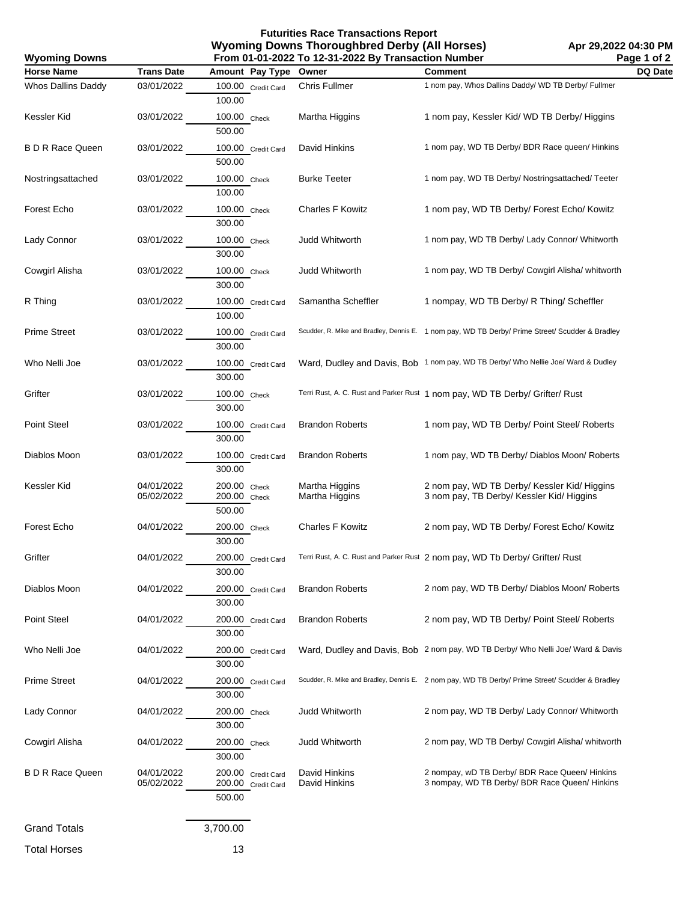# Futurities Race Transactions Report

## Wyoming Downs Thoroughbred Derby (All Horses)

**Wyoming Downs** — From 01-01-2022 To 12-31-2022 By Transaction Number — Apr 29,2022 04:30 PM

| Horse Name | Trans Date | Amount | Pay Type | Owner | Comment | DQ Date |
|---|---|---|---|---|---|---|
| Whos Dallins Daddy | 03/01/2022 | 100.00 | Credit Card | Chris Fullmer | 1 nom pay, Whos Dallins Daddy/ WD TB Derby/ Fullmer | |
| | | 100.00 | | | | |
| Kessler Kid | 03/01/2022 | 100.00 | Check | Martha Higgins | 1 nom pay, Kessler Kid/ WD TB Derby/ Higgins | |
| | | 500.00 | | | | |
| B D R Race Queen | 03/01/2022 | 100.00 | Credit Card | David Hinkins | 1 nom pay, WD TB Derby/ BDR Race queen/ Hinkins | |
| | | 500.00 | | | | |
| Nostringsattached | 03/01/2022 | 100.00 | Check | Burke Teeter | 1 nom pay, WD TB Derby/ Nostringsattached/ Teeter | |
| | | 100.00 | | | | |
| Forest Echo | 03/01/2022 | 100.00 | Check | Charles F Kowitz | 1 nom pay, WD TB Derby/ Forest Echo/ Kowitz | |
| | | 300.00 | | | | |
| Lady Connor | 03/01/2022 | 100.00 | Check | Judd Whitworth | 1 nom pay, WD TB Derby/ Lady Connor/ Whitworth | |
| | | 300.00 | | | | |
| Cowgirl Alisha | 03/01/2022 | 100.00 | Check | Judd Whitworth | 1 nom pay, WD TB Derby/ Cowgirl Alisha/ whitworth | |
| | | 300.00 | | | | |
| R Thing | 03/01/2022 | 100.00 | Credit Card | Samantha Scheffler | 1 nompay, WD TB Derby/ R Thing/ Scheffler | |
| | | 100.00 | | | | |
| Prime Street | 03/01/2022 | 100.00 | Credit Card | Scudder, R. Mike and Bradley, Dennis E. | 1 nom pay, WD TB Derby/ Prime Street/ Scudder & Bradley | |
| | | 300.00 | | | | |
| Who Nelli Joe | 03/01/2022 | 100.00 | Credit Card | Ward, Dudley and Davis, Bob | 1 nom pay, WD TB Derby/ Who Nellie Joe/ Ward & Dudley | |
| | | 300.00 | | | | |
| Grifter | 03/01/2022 | 100.00 | Check | Terri Rust, A. C. Rust and Parker Rust | 1 nom pay, WD TB Derby/ Grifter/ Rust | |
| | | 300.00 | | | | |
| Point Steel | 03/01/2022 | 100.00 | Credit Card | Brandon Roberts | 1 nom pay, WD TB Derby/ Point Steel/ Roberts | |
| | | 300.00 | | | | |
| Diablos Moon | 03/01/2022 | 100.00 | Credit Card | Brandon Roberts | 1 nom pay, WD TB Derby/ Diablos Moon/ Roberts | |
| | | 300.00 | | | | |
| Kessler Kid | 04/01/2022 | 200.00 | Check | Martha Higgins | 2 nom pay, WD TB Derby/ Kessler Kid/ Higgins | |
| | 05/02/2022 | 200.00 | Check | Martha Higgins | 3 nom pay, TB Derby/ Kessler Kid/ Higgins | |
| | | 500.00 | | | | |
| Forest Echo | 04/01/2022 | 200.00 | Check | Charles F Kowitz | 2 nom pay, WD TB Derby/ Forest Echo/ Kowitz | |
| | | 300.00 | | | | |
| Grifter | 04/01/2022 | 200.00 | Credit Card | Terri Rust, A. C. Rust and Parker Rust | 2 nom pay, WD Tb Derby/ Grifter/ Rust | |
| | | 300.00 | | | | |
| Diablos Moon | 04/01/2022 | 200.00 | Credit Card | Brandon Roberts | 2 nom pay, WD TB Derby/ Diablos Moon/ Roberts | |
| | | 300.00 | | | | |
| Point Steel | 04/01/2022 | 200.00 | Credit Card | Brandon Roberts | 2 nom pay, WD TB Derby/ Point Steel/ Roberts | |
| | | 300.00 | | | | |
| Who Nelli Joe | 04/01/2022 | 200.00 | Credit Card | Ward, Dudley and Davis, Bob | 2 nom pay, WD TB Derby/ Who Nelli Joe/ Ward & Davis | |
| | | 300.00 | | | | |
| Prime Street | 04/01/2022 | 200.00 | Credit Card | Scudder, R. Mike and Bradley, Dennis E. | 2 nom pay, WD TB Derby/ Prime Street/ Scudder & Bradley | |
| | | 300.00 | | | | |
| Lady Connor | 04/01/2022 | 200.00 | Check | Judd Whitworth | 2 nom pay, WD TB Derby/ Lady Connor/ Whitworth | |
| | | 300.00 | | | | |
| Cowgirl Alisha | 04/01/2022 | 200.00 | Check | Judd Whitworth | 2 nom pay, WD TB Derby/ Cowgirl Alisha/ whitworth | |
| | | 300.00 | | | | |
| B D R Race Queen | 04/01/2022 | 200.00 | Credit Card | David Hinkins | 2 nompay, wD TB Derby/ BDR Race Queen/ Hinkins | |
| | 05/02/2022 | 200.00 | Credit Card | David Hinkins | 3 nompay, WD TB Derby/ BDR Race Queen/ Hinkins | |
| | | 500.00 | | | | |
| Grand Totals | | 3,700.00 | | | | |
| Total Horses | | 13 | | | | |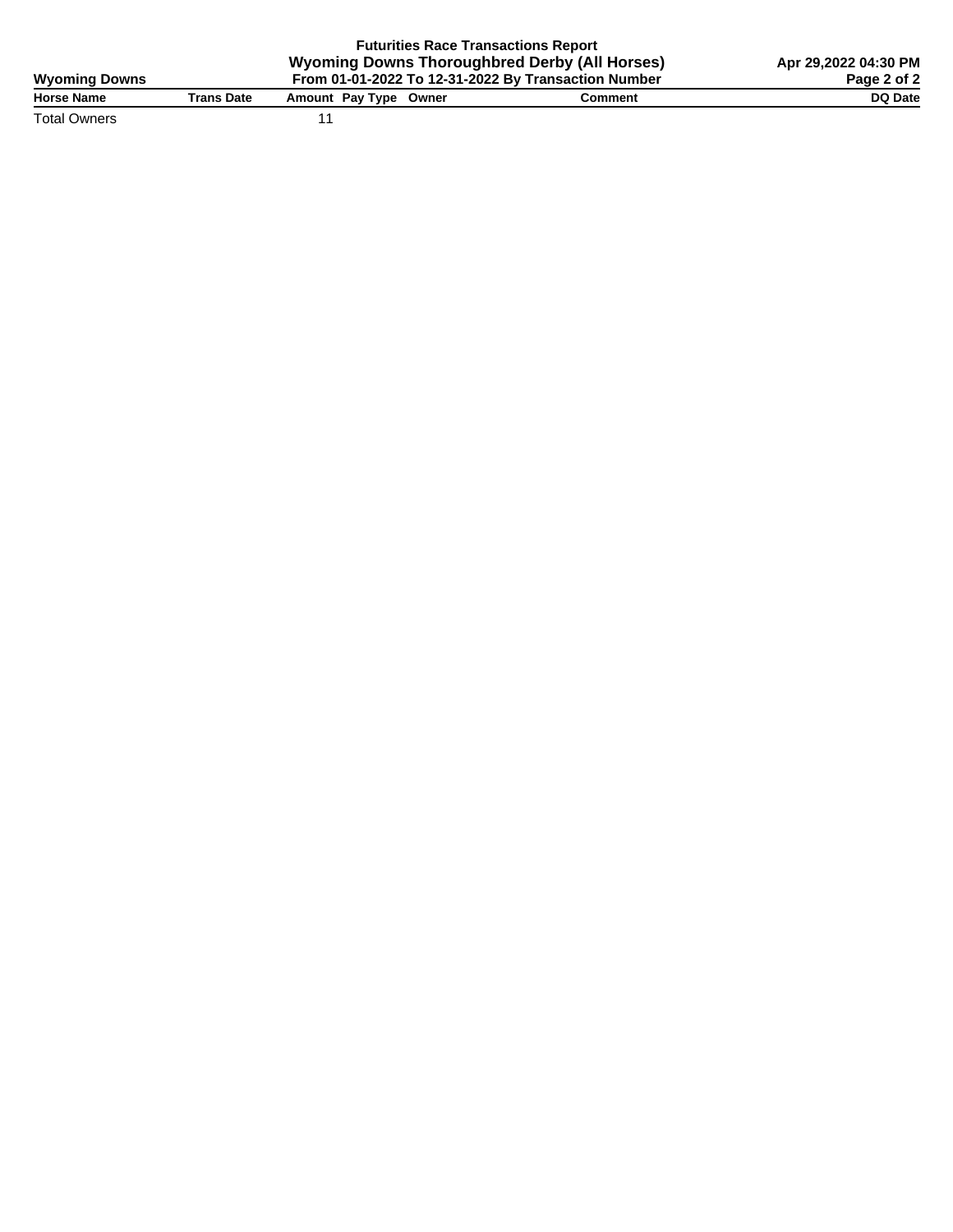| Horse Name | Trans Date | Amount | Pay Type | Owner | Comment | DQ Date |
|---|---|---|---|---|---|---|
| Total Owners | | 11 | | | | |